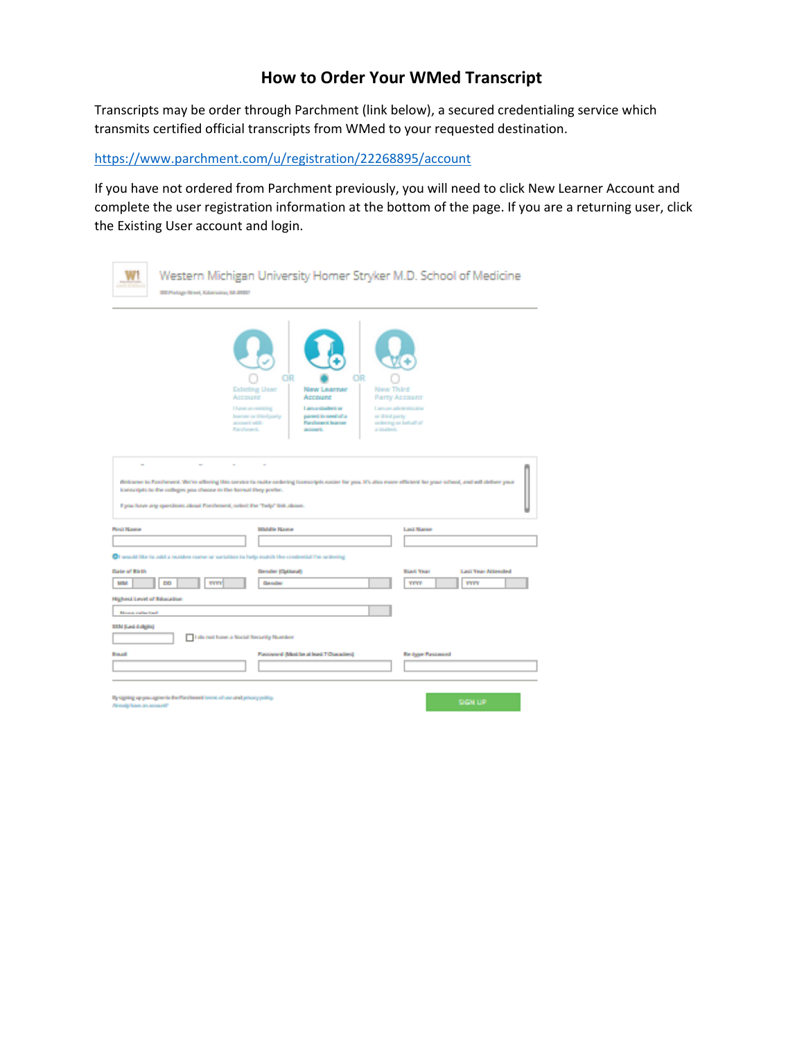# How to Order Your WMed Transcript

Transcripts may be order through Parchment (link below), a secured credentialing service which transmits certified official transcripts from WMed to your requested destination.

https://www.parchment.com/u/registration/22268895/account

If you have not ordered from Parchment previously, you will need to click New Learner Account and complete the user registration information at the bottom of the page. If you are a returning user, click the Existing User account and login.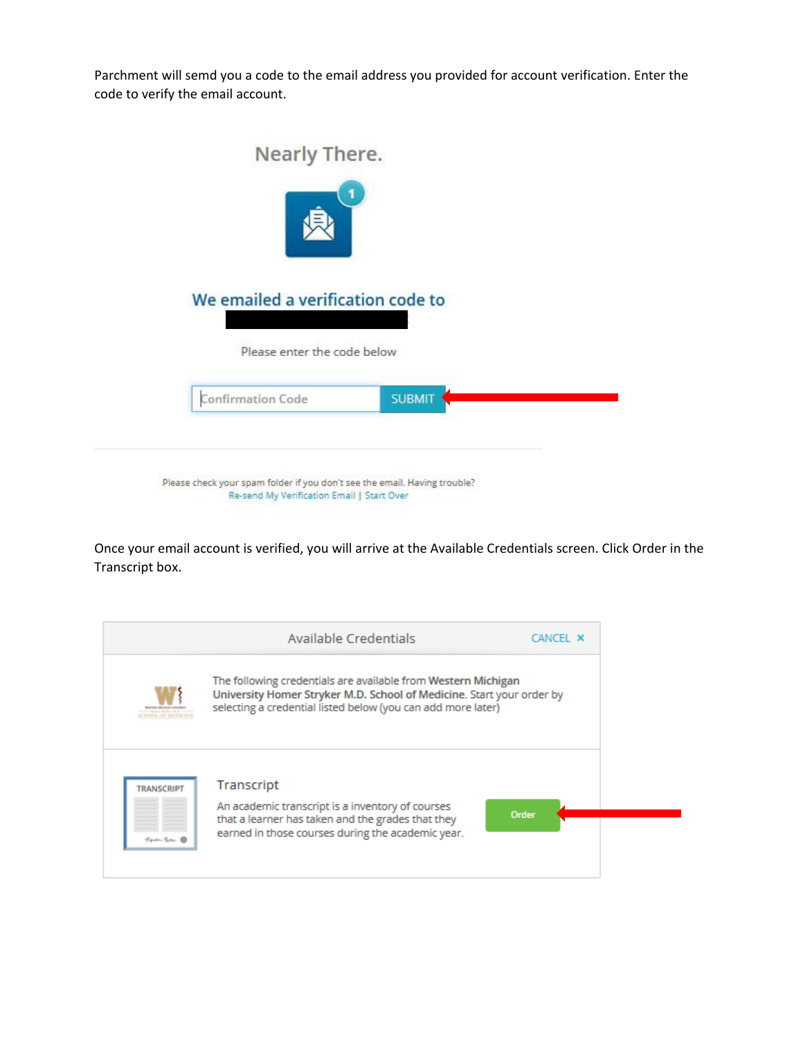Parchment will semd you a code to the email address you provided for account verification. Enter the code to verify the email account.

Nearly There.

We emailed a verification code to

Please enter the code below

Confirmation Code SUBMIT

Please check your spam folder if you don't see the email. Having trouble?
Re-send My Verification Email | Start Over

Once your email account is verified, you will arrive at the Available Credentials screen. Click Order in the Transcript box.

Available Credentials CANCEL ×

The following credentials are available from **Western Michigan University Homer Stryker M.D. School of Medicine**. Start your order by selecting a credential listed below (you can add more later)

Transcript

An academic transcript is a inventory of courses that a learner has taken and the grades that they earned in those courses during the academic year.

Order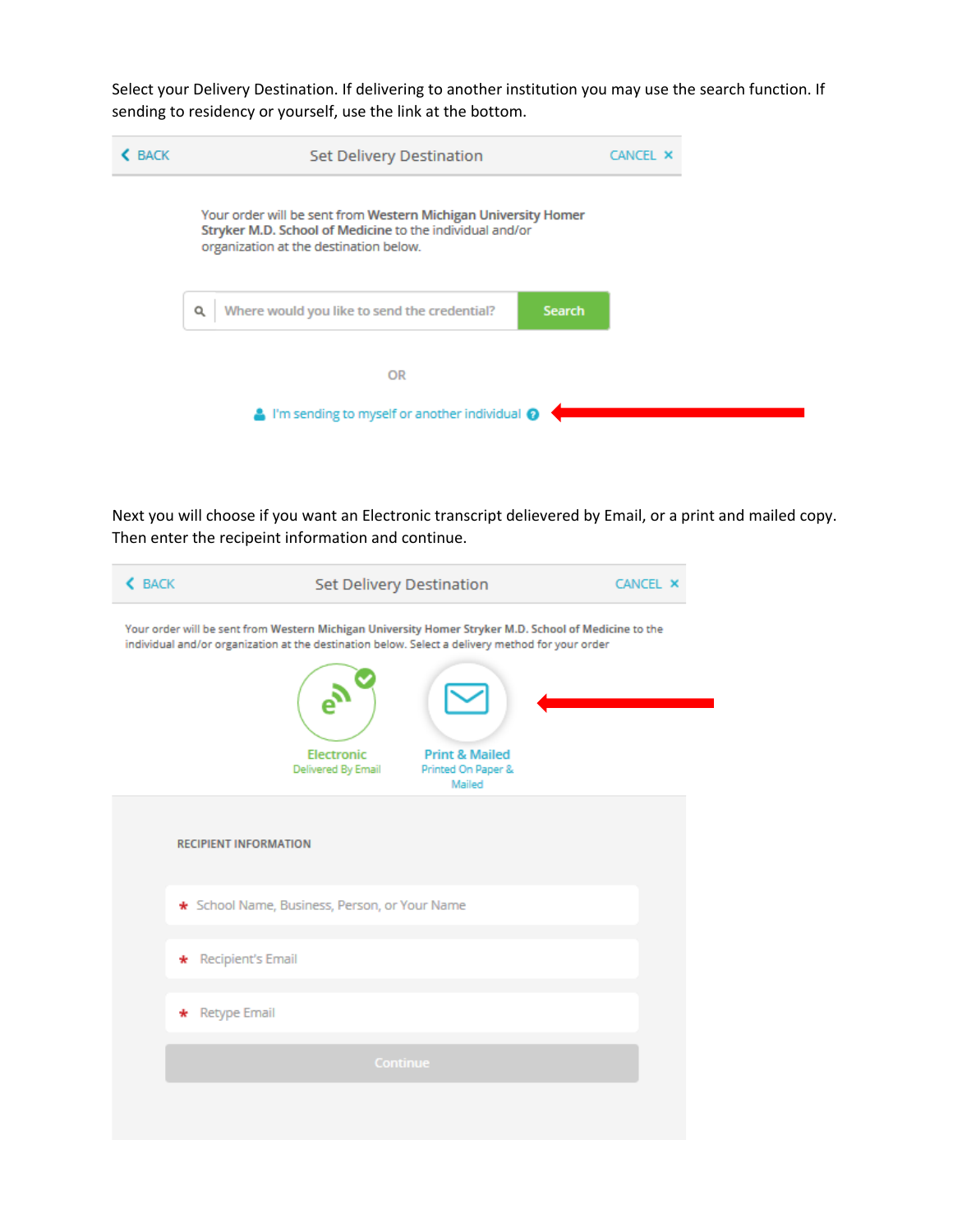Select your Delivery Destination. If delivering to another institution you may use the search function. If sending to residency or yourself, use the link at the bottom.

BACK Set Delivery Destination CANCEL ×

Your order will be sent from **Western Michigan University Homer Stryker M.D. School of Medicine** to the individual and/or organization at the destination below.

Where would you like to send the credential? Search

OR

I'm sending to myself or another individual

Next you will choose if you want an Electronic transcript delievered by Email, or a print and mailed copy. Then enter the recipeint information and continue.

BACK Set Delivery Destination CANCEL ×

Your order will be sent from **Western Michigan University Homer Stryker M.D. School of Medicine** to the individual and/or organization at the destination below. Select a delivery method for your order

Electronic
Delivered By Email

Print & Mailed
Printed On Paper & Mailed

RECIPIENT INFORMATION

* School Name, Business, Person, or Your Name

* Recipient's Email

* Retype Email

Continue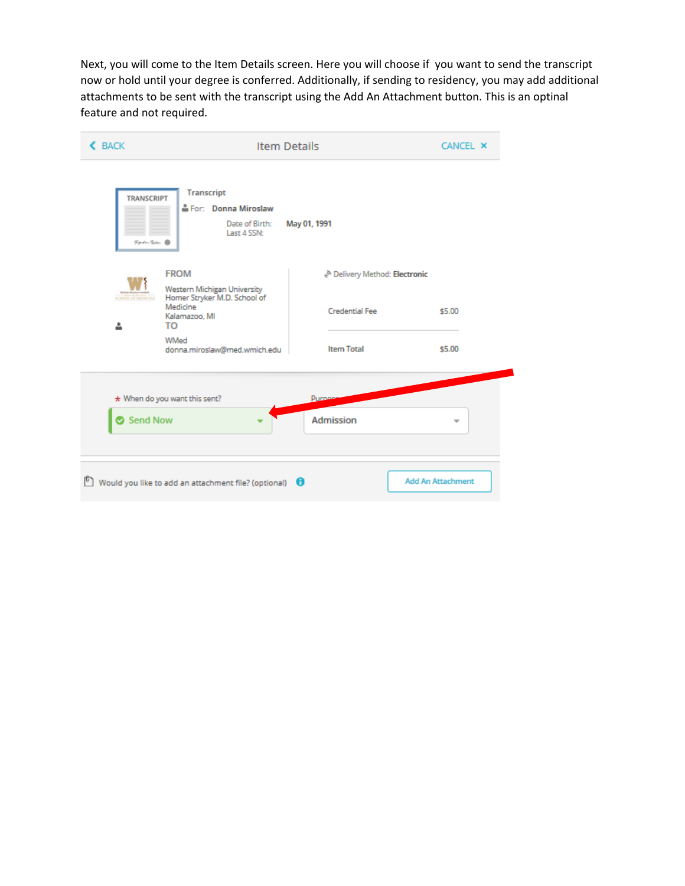Next, you will come to the Item Details screen. Here you will choose if you want to send the transcript now or hold until your degree is conferred. Additionally, if sending to residency, you may add additional attachments to be sent with the transcript using the Add An Attachment button. This is an optinal feature and not required.

BACK | Item Details | CANCEL ×

Transcript

For: Donna Miroslaw

Date of Birth: May 01, 1991

Last 4 SSN:

FROM

Western Michigan University Homer Stryker M.D. School of Medicine

Kalamazoo, MI

TO

WMed

donna.miroslaw@med.wmich.edu

Delivery Method: Electronic

| | |
|---|---|
| Credential Fee | $5.00 |
| Item Total | $5.00 |

* When do you want this sent? Send Now

Purpose: Admission

Would you like to add an attachment file? (optional) — Add An Attachment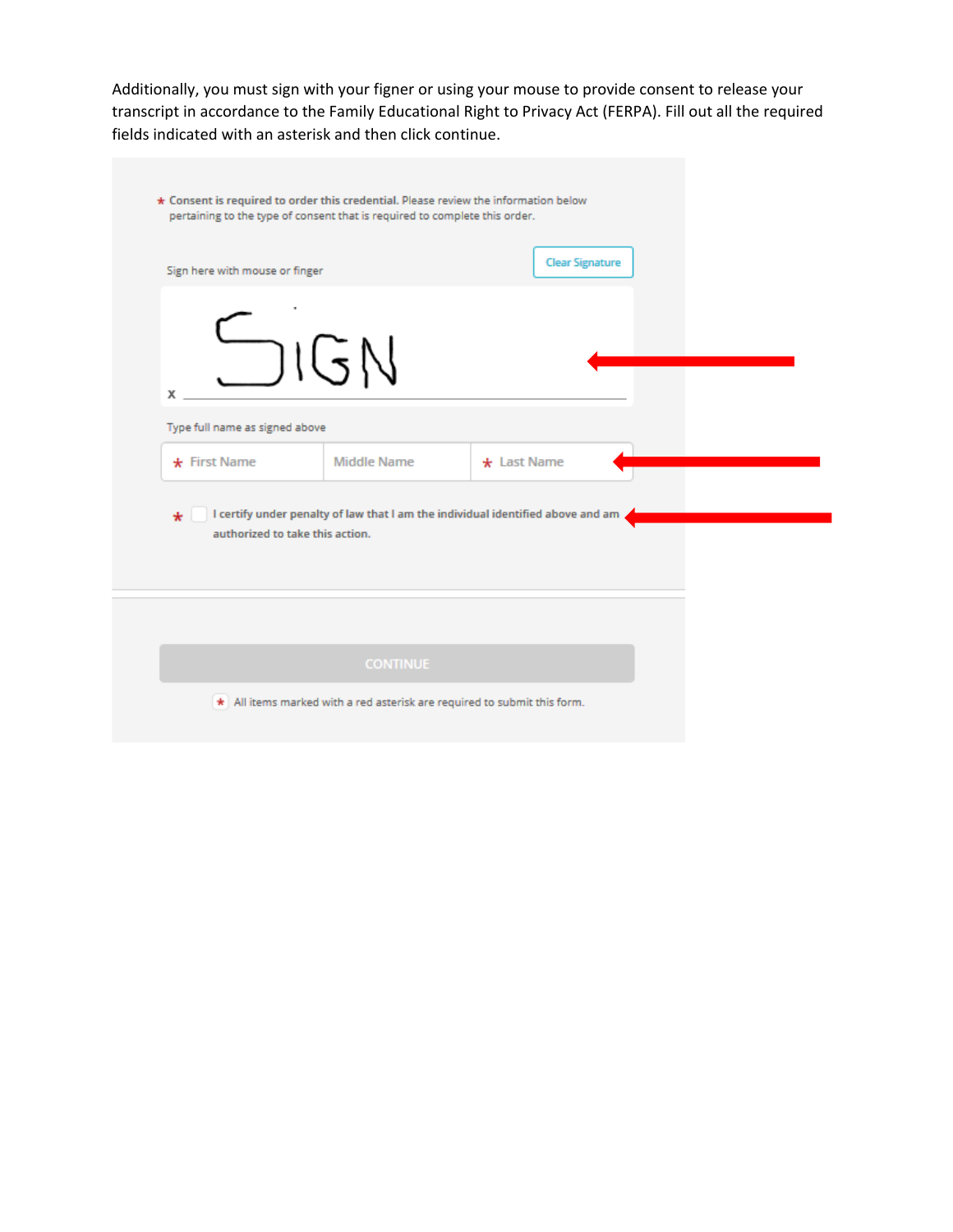Additionally, you must sign with your figner or using your mouse to provide consent to release your transcript in accordance to the Family Educational Right to Privacy Act (FERPA). Fill out all the required fields indicated with an asterisk and then click continue.

* **Consent is required to order this credential.** Please review the information below pertaining to the type of consent that is required to complete this order.

Sign here with mouse or finger

Clear Signature

SIGN

x

Type full name as signed above

| * First Name | Middle Name | * Last Name |
|---|---|---|

* I certify under penalty of law that I am the individual identified above and am authorized to take this action.

CONTINUE

* All items marked with a red asterisk are required to submit this form.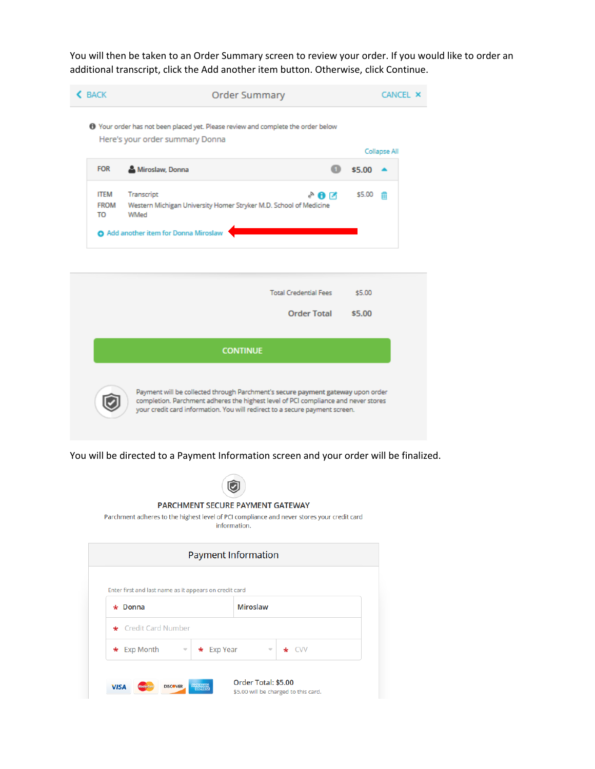You will then be taken to an Order Summary screen to review your order. If you would like to order an additional transcript, click the Add another item button. Otherwise, click Continue.

BACK Order Summary CANCEL ×

Your order has not been placed yet. Please review and complete the order below

Here's your order summary Donna

Collapse All

FOR Miroslaw, Donna 1 $5.00

ITEM Transcript $5.00
FROM Western Michigan University Homer Stryker M.D. School of Medicine
TO WMed

Add another item for Donna Miroslaw

Total Credential Fees $5.00

Order Total $5.00

CONTINUE

Payment will be collected through Parchment's secure payment gateway upon order completion. Parchment adheres the highest level of PCI compliance and never stores your credit card information. You will redirect to a secure payment screen.

You will be directed to a Payment Information screen and your order will be finalized.

PARCHMENT SECURE PAYMENT GATEWAY

Parchment adheres to the highest level of PCI compliance and never stores your credit card information.

Payment Information

Enter first and last name as it appears on credit card

* Donna Miroslaw

* Credit Card Number

* Exp Month * Exp Year * CVV

Order Total: $5.00

$5.00 will be charged to this card.